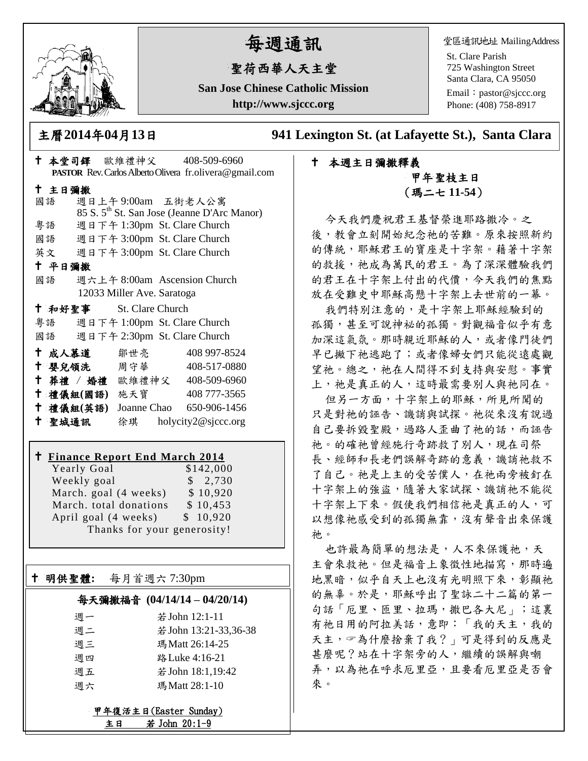# 每週通訊

## 聖荷西華人天主堂

**San Jose Chinese Catholic Mission**

**http://www.sjccc.org**

堂區通訊地址 MailingAddress

St. Clare Parish
725 Washington Street
Santa Clara, CA 95050
Email：pastor@sjccc.org
Phone: (408) 758-8917

**主曆2014年04月13日**　　**941 Lexington St. (at Lafayette St.), Santa Clara**

✝ **本堂司鐸**　歐維禮神父　408-509-6960
**PASTOR** Rev. Carlos Alberto Olivera　fr.olivera@gmail.com

✝ **主日彌撒**

國語　週日上午 9:00am　五街老人公寓
85 S. 5th St. San Jose (Jeanne D'Arc Manor)
粵語　週日下午 1:30pm　St. Clare Church
國語　週日下午 3:00pm　St. Clare Church
英文　週日下午 3:00pm　St. Clare Church

✝ **平日彌撒**

國語　週六上午 8:00am　Ascension Church
12033 Miller Ave. Saratoga

✝ **和好聖事**　St. Clare Church

粵語　週日下午 1:00pm　St. Clare Church
國語　週日下午 2:30pm　St. Clare Church

✝ **成人慕道**　鄒世亮　408 997-8524
✝ **嬰兒領洗**　周守華　408-517-0880
✝ **葬禮 / 婚禮**　歐維禮神父　408-509-6960
✝ **禮儀組(國語)**　施天寶　408 777-3565
✝ **禮儀組(英語)**　Joanne Chao　650-906-1456
✝ **聖城通訊**　徐琪　holycity2@sjccc.org

✝ **Finance Report End March 2014**

| | |
|---|---|
| Yearly Goal | $142,000 |
| Weekly goal | $ 2,730 |
| March. goal (4 weeks) | $ 10,920 |
| March. total donations | $ 10,453 |
| April goal (4 weeks) | $ 10,920 |

Thanks for your generosity!

✝ **明供聖體:**　每月首週六 7:30pm

**每天彌撒福音 (04/14/14 – 04/20/14)**

| | |
|---|---|
| 週一 | 若John 12:1-11 |
| 週二 | 若John 13:21-33,36-38 |
| 週三 | 瑪Matt 26:14-25 |
| 週四 | 路Luke 4:16-21 |
| 週五 | 若John 18:1,19:42 |
| 週六 | 瑪Matt 28:1-10 |

甲年復活主日(Easter Sunday)
主日　若 John 20:1-9

✝ **本週主日彌撒釋義**

**甲年聖枝主日**
**（瑪二七 11-54）**

今天我們慶祝君王基督榮進耶路撒冷。之後，教會立刻開始紀念祂的苦難。原來按照新約的傳統，耶穌君王的寶座是十字架。藉著十字架的救援，祂成為萬民的君王。為了深深體驗我們的君王在十字架上付出的代價，今天我們的焦點放在受難史中耶穌高懸十字架上去世前的一幕。

我們特別注意的，是十字架上耶穌經驗到的孤獨，甚至可說神祕的孤獨。對觀福音似乎有意加深這氣氛。那時親近耶穌的人，或者像門徒們早已撇下祂逃跑了；或者像婦女們只能從遠處觀望祂。總之，祂在人間得不到支持與安慰。事實上，祂是真正的人，這時最需要別人與祂同在。

但另一方面，十字架上的耶穌，所見所聞的只是對祂的誣告、譏誚與試探。祂從來沒有說過自己要拆毀聖殿，過路人歪曲了祂的話，而誣告祂。的確祂曾經施行奇跡救了別人，現在司祭長、經師和長老們誤解奇跡的意義，譏誚祂救不了自己。祂是上主的受苦僕人，在祂兩旁被釘在十字架上的強盜，隨著大家試探、譏誚祂不能從十字架上下來。假使我們相信祂是真正的人，可以想像祂感受到的孤獨無靠，沒有聲音出來保護祂。

也許最為簡單的想法是，人不來保護祂，天主會來救祂。但是福音上象徵性地描寫，那時遍地黑暗，似乎自天上也沒有光明照下來，彰顯祂的無辜。於是，耶穌呼出了聖詠二十二篇的第一句話「厄里、厄里、拉瑪，撒巴各大尼」；這裏有祂日用的阿拉美話，意即：「我的天主，我的天主，☞為什麼捨棄了我？」可是得到的反應是甚麼呢？站在十字架旁的人，繼續的誤解與嘲弄，以為祂在呼求厄里亞，且要看厄里亞是否會來。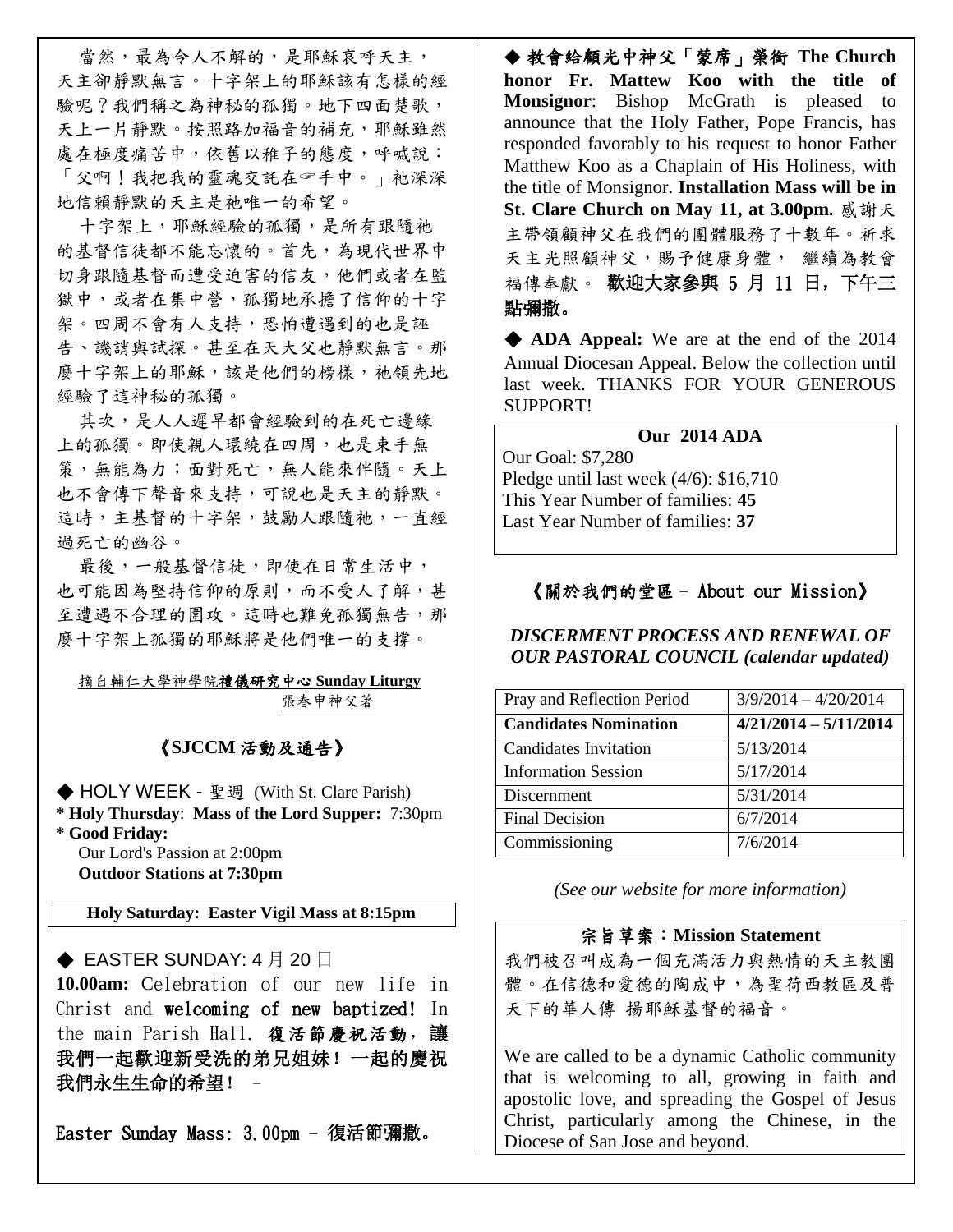當然，最為令人不解的，是耶穌哀呼天主，天主卻靜默無言。十字架上的耶穌該有怎樣的經驗呢？我們稱之為神秘的孤獨。地下四面楚歌，天上一片靜默。按照路加福音的補充，耶穌雖然處在極度痛苦中，依舊以稚子的態度，呼喊說：「父啊！我把我的靈魂交託在☞手中。」祂深深地信賴靜默的天主是祂唯一的希望。

十字架上，耶穌經驗的孤獨，是所有跟隨祂的基督信徒都不能忘懷的。首先，為現代世界中切身跟隨基督而遭受迫害的信友，他們或者在監獄中，或者在集中營，孤獨地承擔了信仰的十字架。四周不會有人支持，恐怕遭遇到的也是誣告、譏誚與試探。甚至在天大父也靜默無言。那麼十字架上的耶穌，該是他們的榜樣，祂領先地經驗了這神秘的孤獨。

其次，是人人遲早都會經驗到的在死亡邊緣上的孤獨。即使親人環繞在四周，也是束手無策，無能為力；面對死亡，無人能來伴隨。天上也不會傳下聲音來支持，可說也是天主的靜默。這時，主基督的十字架，鼓勵人跟隨祂，一直經過死亡的幽谷。

最後，一般基督信徒，即使在日常生活中，也可能因為堅持信仰的原則，而不受人了解，甚至遭遇不合理的圍攻。這時也難免孤獨無告，那麼十字架上孤獨的耶穌將是他們唯一的支撐。

摘自輔仁大學神學院**禮儀研究中心 Sunday Liturgy**
張春申神父著

## 《SJCCM 活動及通告》

◆ HOLY WEEK - 聖週 (With St. Clare Parish)

**\* Holy Thursday**: **Mass of the Lord Supper:** 7:30pm

**\* Good Friday:**

Our Lord's Passion at 2:00pm

**Outdoor Stations at 7:30pm**

**Holy Saturday: Easter Vigil Mass at 8:15pm**

◆ EASTER SUNDAY: 4 月 20 日

**10.00am:** Celebration of our new life in Christ and **welcoming of new baptized!** In the main Parish Hall. **復活節慶祝活動，讓我們一起歡迎新受洗的弟兄姐妹！一起的慶祝我們永生生命的希望！** -

Easter Sunday Mass: 3.00pm - 復活節彌撒。

◆ **教會給顧光中神父「蒙席」榮銜 The Church honor Fr. Mattew Koo with the title of Monsignor**: Bishop McGrath is pleased to announce that the Holy Father, Pope Francis, has responded favorably to his request to honor Father Matthew Koo as a Chaplain of His Holiness, with the title of Monsignor. **Installation Mass will be in St. Clare Church on May 11, at 3.00pm.** 感謝天主帶領顧神父在我們的團體服務了十數年。祈求天主光照顧神父，賜予健康身體， 繼續為教會福傳奉獻。 **歡迎大家參與 5 月 11 日，下午三點彌撒。**

◆ **ADA Appeal:** We are at the end of the 2014 Annual Diocesan Appeal. Below the collection until last week. THANKS FOR YOUR GENEROUS SUPPORT!

**Our 2014 ADA**

Our Goal: $7,280
Pledge until last week (4/6): $16,710
This Year Number of families: **45**
Last Year Number of families: **37**

## 《關於我們的堂區 - About our Mission》

***DISCERMENT PROCESS AND RENEWAL OF OUR PASTORAL COUNCIL (calendar updated)***

| | |
|---|---|
| Pray and Reflection Period | 3/9/2014 – 4/20/2014 |
| **Candidates Nomination** | **4/21/2014 – 5/11/2014** |
| Candidates Invitation | 5/13/2014 |
| Information Session | 5/17/2014 |
| Discernment | 5/31/2014 |
| Final Decision | 6/7/2014 |
| Commissioning | 7/6/2014 |

*(See our website for more information)*

**宗旨草案：Mission Statement**

我們被召叫成為一個充滿活力與熱情的天主教團體。在信德和愛德的陶成中，為聖荷西教區及普天下的華人傳 揚耶穌基督的福音。

We are called to be a dynamic Catholic community that is welcoming to all, growing in faith and apostolic love, and spreading the Gospel of Jesus Christ, particularly among the Chinese, in the Diocese of San Jose and beyond.